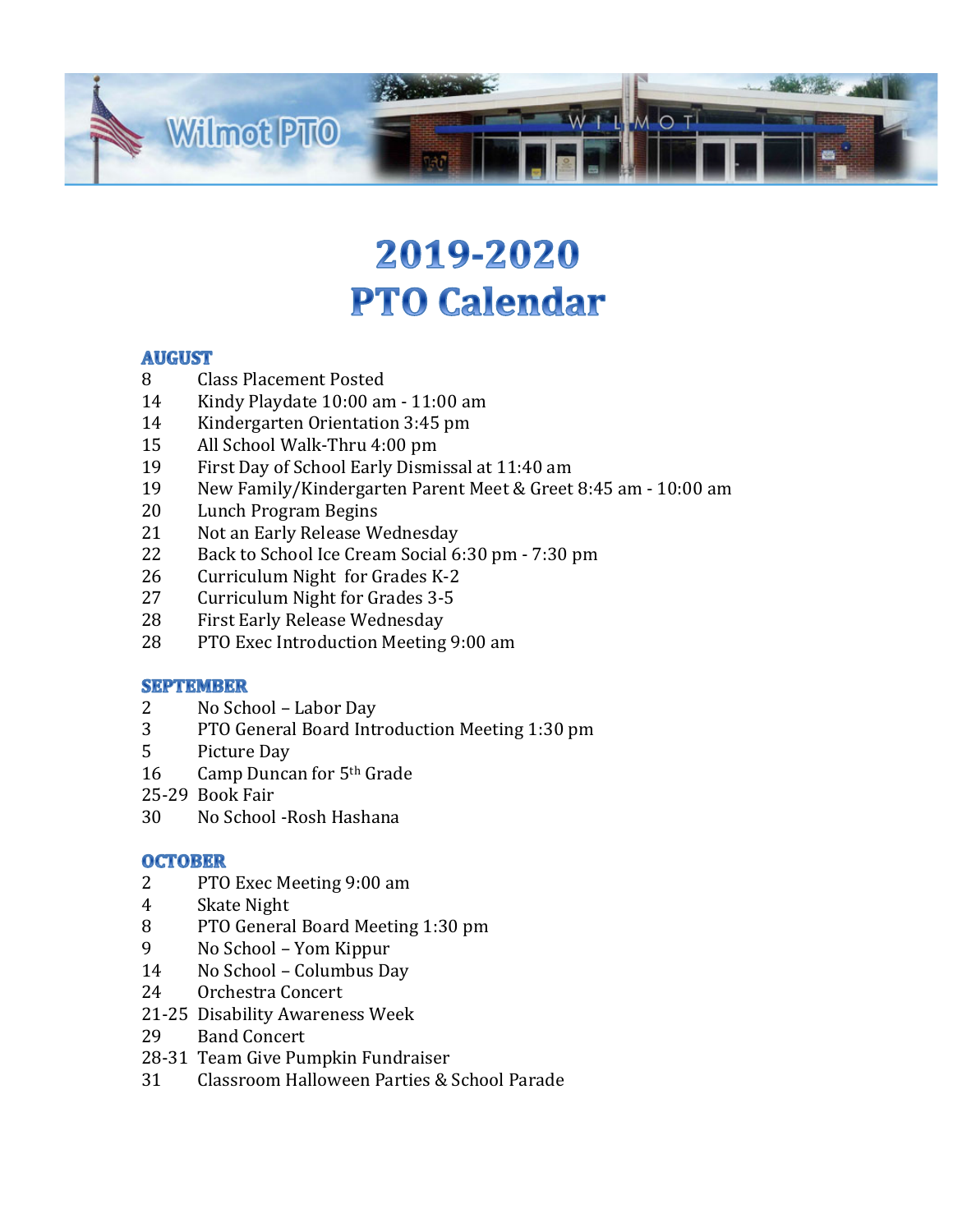Wilmot PTO

# 2019-2020 PTO Calendar

## AUGUST

8 Class Placement Posted
14 Kindy Playdate 10:00 am - 11:00 am
14 Kindergarten Orientation 3:45 pm
15 All School Walk-Thru 4:00 pm
19 First Day of School Early Dismissal at 11:40 am
19 New Family/Kindergarten Parent Meet & Greet 8:45 am - 10:00 am
20 Lunch Program Begins
21 Not an Early Release Wednesday
22 Back to School Ice Cream Social 6:30 pm - 7:30 pm
26 Curriculum Night for Grades K-2
27 Curriculum Night for Grades 3-5
28 First Early Release Wednesday
28 PTO Exec Introduction Meeting 9:00 am

## SEPTEMBER

2 No School – Labor Day
3 PTO General Board Introduction Meeting 1:30 pm
5 Picture Day
16 Camp Duncan for 5th Grade
25-29 Book Fair
30 No School -Rosh Hashana

## OCTOBER

2 PTO Exec Meeting 9:00 am
4 Skate Night
8 PTO General Board Meeting 1:30 pm
9 No School – Yom Kippur
14 No School – Columbus Day
24 Orchestra Concert
21-25 Disability Awareness Week
29 Band Concert
28-31 Team Give Pumpkin Fundraiser
31 Classroom Halloween Parties & School Parade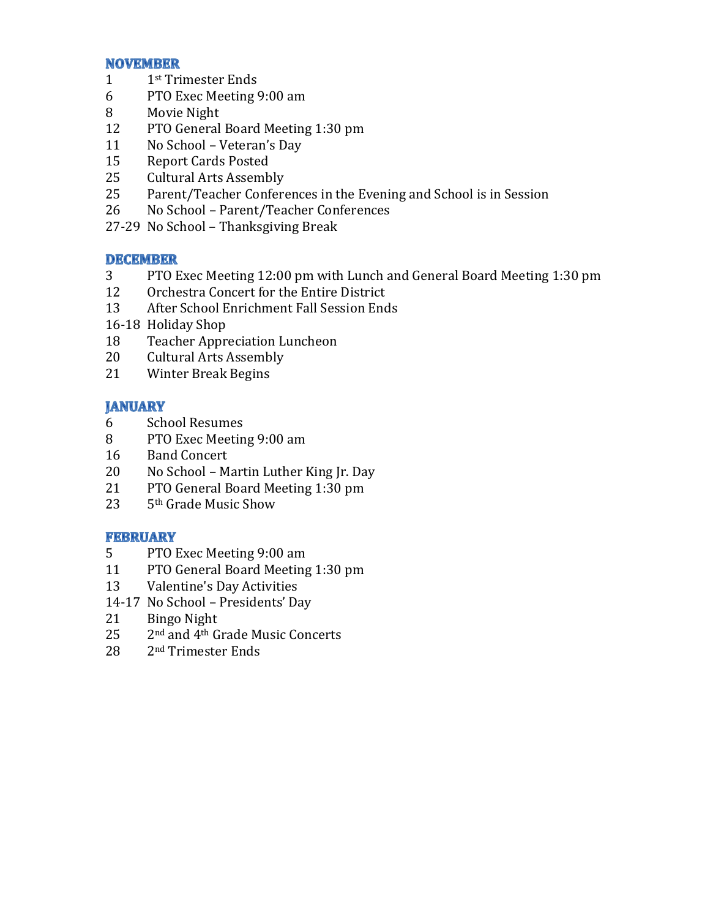## NOVEMBER

1 1st Trimester Ends
6 PTO Exec Meeting 9:00 am
8 Movie Night
12 PTO General Board Meeting 1:30 pm
11 No School – Veteran's Day
15 Report Cards Posted
25 Cultural Arts Assembly
25 Parent/Teacher Conferences in the Evening and School is in Session
26 No School – Parent/Teacher Conferences
27-29 No School – Thanksgiving Break

## DECEMBER

3 PTO Exec Meeting 12:00 pm with Lunch and General Board Meeting 1:30 pm
12 Orchestra Concert for the Entire District
13 After School Enrichment Fall Session Ends
16-18 Holiday Shop
18 Teacher Appreciation Luncheon
20 Cultural Arts Assembly
21 Winter Break Begins

## JANUARY

6 School Resumes
8 PTO Exec Meeting 9:00 am
16 Band Concert
20 No School – Martin Luther King Jr. Day
21 PTO General Board Meeting 1:30 pm
23 5th Grade Music Show

## FEBRUARY

5 PTO Exec Meeting 9:00 am
11 PTO General Board Meeting 1:30 pm
13 Valentine's Day Activities
14-17 No School – Presidents' Day
21 Bingo Night
25 2nd and 4th Grade Music Concerts
28 2nd Trimester Ends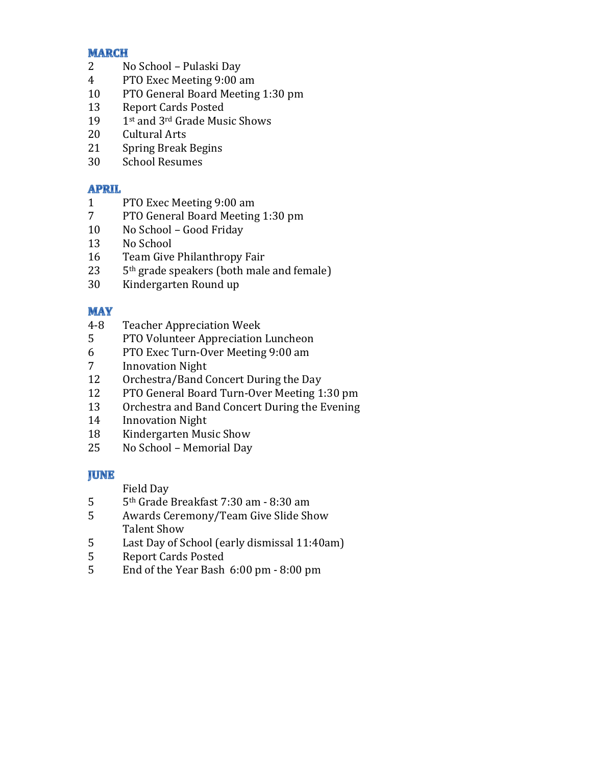## MARCH

| | |
|---|---|
| 2 | No School – Pulaski Day |
| 4 | PTO Exec Meeting 9:00 am |
| 10 | PTO General Board Meeting 1:30 pm |
| 13 | Report Cards Posted |
| 19 | 1st and 3rd Grade Music Shows |
| 20 | Cultural Arts |
| 21 | Spring Break Begins |
| 30 | School Resumes |

## APRIL

| | |
|---|---|
| 1 | PTO Exec Meeting 9:00 am |
| 7 | PTO General Board Meeting 1:30 pm |
| 10 | No School – Good Friday |
| 13 | No School |
| 16 | Team Give Philanthropy Fair |
| 23 | 5th grade speakers (both male and female) |
| 30 | Kindergarten Round up |

## MAY

| | |
|---|---|
| 4-8 | Teacher Appreciation Week |
| 5 | PTO Volunteer Appreciation Luncheon |
| 6 | PTO Exec Turn-Over Meeting 9:00 am |
| 7 | Innovation Night |
| 12 | Orchestra/Band Concert During the Day |
| 12 | PTO General Board Turn-Over Meeting 1:30 pm |
| 13 | Orchestra and Band Concert During the Evening |
| 14 | Innovation Night |
| 18 | Kindergarten Music Show |
| 25 | No School – Memorial Day |

## JUNE

| | |
|---|---|
| | Field Day |
| 5 | 5th Grade Breakfast 7:30 am - 8:30 am |
| 5 | Awards Ceremony/Team Give Slide Show |
| | Talent Show |
| 5 | Last Day of School (early dismissal 11:40am) |
| 5 | Report Cards Posted |
| 5 | End of the Year Bash 6:00 pm - 8:00 pm |